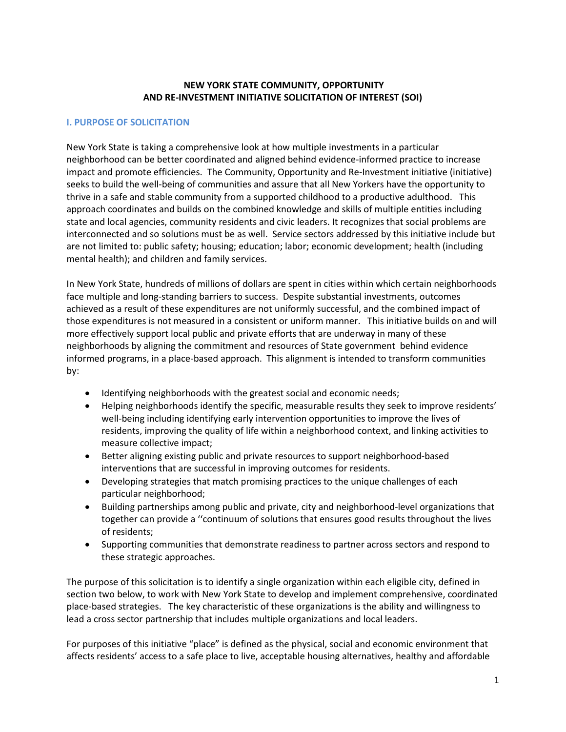# NEW YORK STATE COMMUNITY, OPPORTUNITY AND RE-INVESTMENT INITIATIVE SOLICITATION OF INTEREST (SOI)

## I. PURPOSE OF SOLICITATION

New York State is taking a comprehensive look at how multiple investments in a particular neighborhood can be better coordinated and aligned behind evidence-informed practice to increase impact and promote efficiencies. The Community, Opportunity and Re-Investment initiative (initiative) seeks to build the well-being of communities and assure that all New Yorkers have the opportunity to thrive in a safe and stable community from a supported childhood to a productive adulthood. This approach coordinates and builds on the combined knowledge and skills of multiple entities including state and local agencies, community residents and civic leaders. It recognizes that social problems are interconnected and so solutions must be as well. Service sectors addressed by this initiative include but are not limited to: public safety; housing; education; labor; economic development; health (including mental health); and children and family services.

In New York State, hundreds of millions of dollars are spent in cities within which certain neighborhoods face multiple and long-standing barriers to success. Despite substantial investments, outcomes achieved as a result of these expenditures are not uniformly successful, and the combined impact of those expenditures is not measured in a consistent or uniform manner. This initiative builds on and will more effectively support local public and private efforts that are underway in many of these neighborhoods by aligning the commitment and resources of State government behind evidence informed programs, in a place-based approach. This alignment is intended to transform communities by:

- Identifying neighborhoods with the greatest social and economic needs;
- Helping neighborhoods identify the specific, measurable results they seek to improve residents' well-being including identifying early intervention opportunities to improve the lives of residents, improving the quality of life within a neighborhood context, and linking activities to measure collective impact;
- Better aligning existing public and private resources to support neighborhood-based interventions that are successful in improving outcomes for residents.
- Developing strategies that match promising practices to the unique challenges of each particular neighborhood;
- Building partnerships among public and private, city and neighborhood-level organizations that together can provide a ''continuum of solutions that ensures good results throughout the lives of residents;
- Supporting communities that demonstrate readiness to partner across sectors and respond to these strategic approaches.

The purpose of this solicitation is to identify a single organization within each eligible city, defined in section two below, to work with New York State to develop and implement comprehensive, coordinated place-based strategies. The key characteristic of these organizations is the ability and willingness to lead a cross sector partnership that includes multiple organizations and local leaders.

For purposes of this initiative "place" is defined as the physical, social and economic environment that affects residents' access to a safe place to live, acceptable housing alternatives, healthy and affordable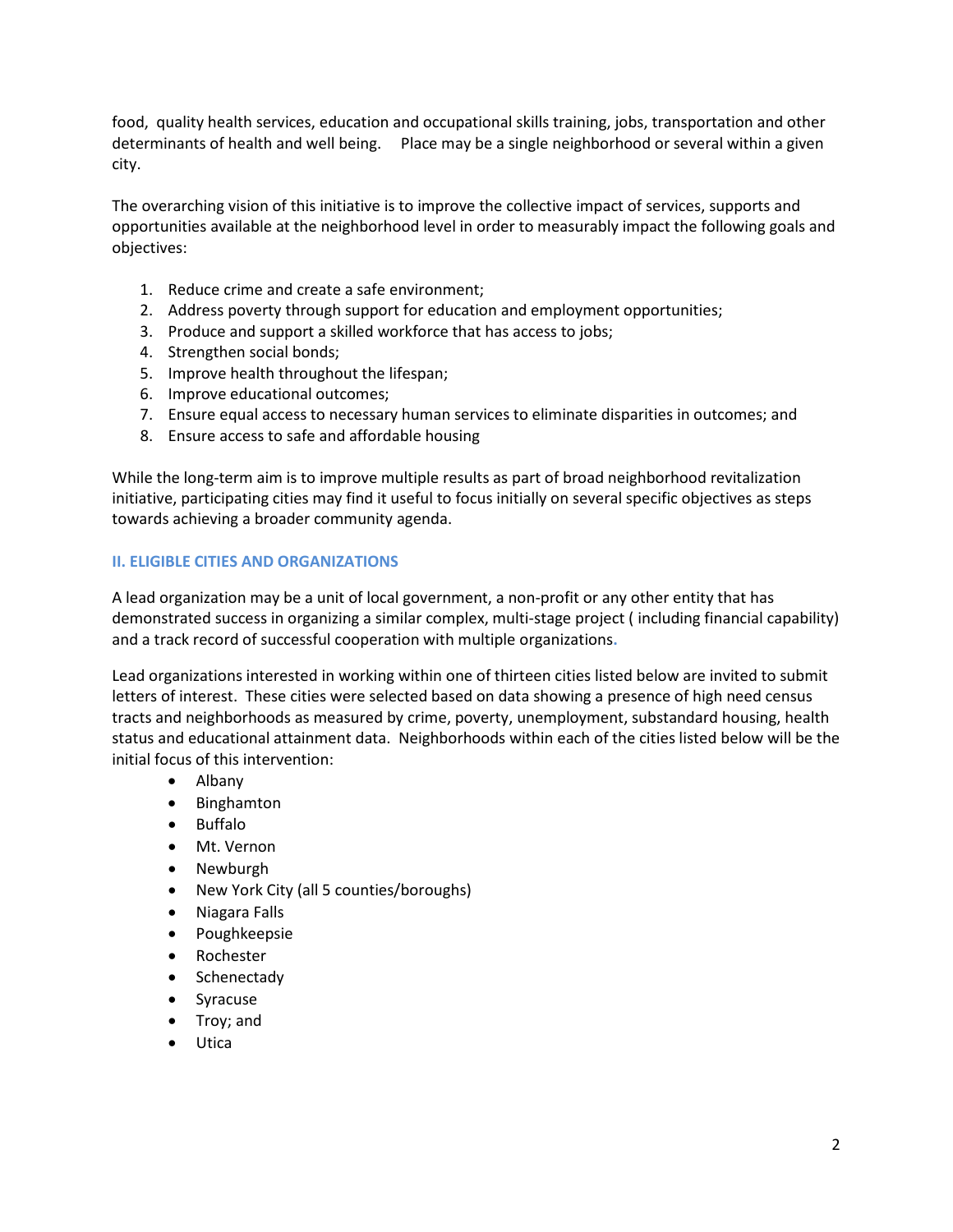food, quality health services, education and occupational skills training, jobs, transportation and other determinants of health and well being. Place may be a single neighborhood or several within a given city.

The overarching vision of this initiative is to improve the collective impact of services, supports and opportunities available at the neighborhood level in order to measurably impact the following goals and objectives:

1. Reduce crime and create a safe environment;
2. Address poverty through support for education and employment opportunities;
3. Produce and support a skilled workforce that has access to jobs;
4. Strengthen social bonds;
5. Improve health throughout the lifespan;
6. Improve educational outcomes;
7. Ensure equal access to necessary human services to eliminate disparities in outcomes; and
8. Ensure access to safe and affordable housing

While the long-term aim is to improve multiple results as part of broad neighborhood revitalization initiative, participating cities may find it useful to focus initially on several specific objectives as steps towards achieving a broader community agenda.

## II. ELIGIBLE CITIES AND ORGANIZATIONS

A lead organization may be a unit of local government, a non-profit or any other entity that has demonstrated success in organizing a similar complex, multi-stage project ( including financial capability) and a track record of successful cooperation with multiple organizations.

Lead organizations interested in working within one of thirteen cities listed below are invited to submit letters of interest. These cities were selected based on data showing a presence of high need census tracts and neighborhoods as measured by crime, poverty, unemployment, substandard housing, health status and educational attainment data. Neighborhoods within each of the cities listed below will be the initial focus of this intervention:

- Albany
- Binghamton
- Buffalo
- Mt. Vernon
- Newburgh
- New York City (all 5 counties/boroughs)
- Niagara Falls
- Poughkeepsie
- Rochester
- Schenectady
- Syracuse
- Troy; and
- Utica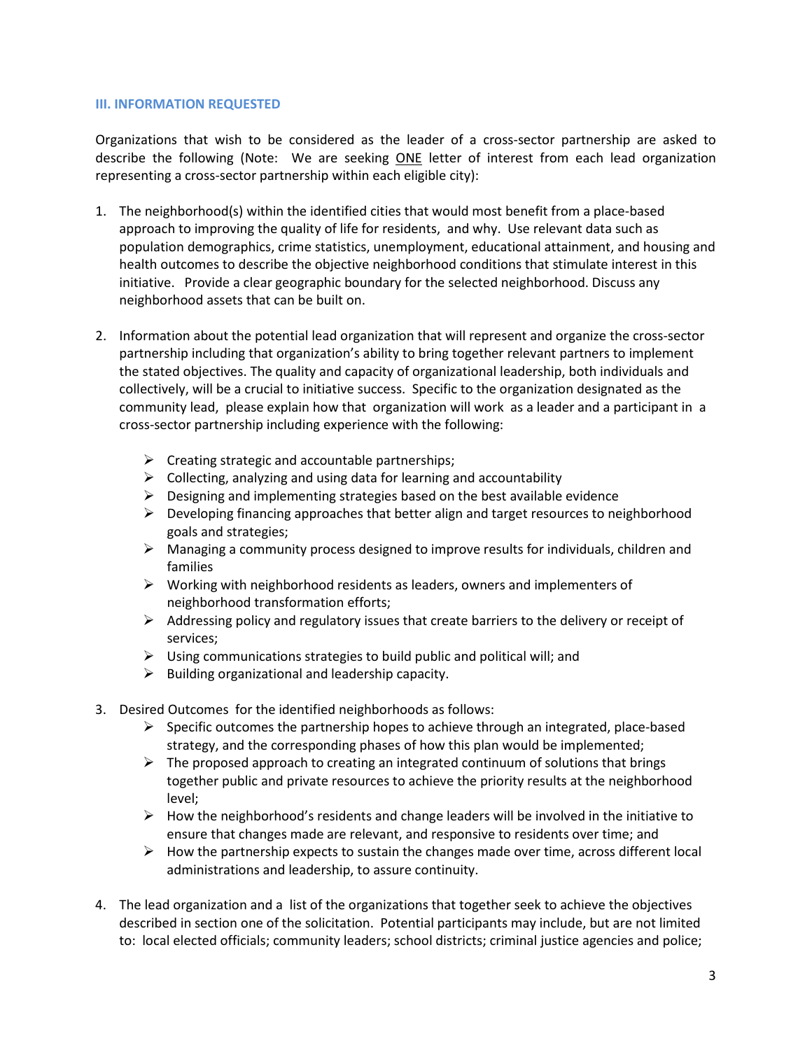### III. INFORMATION REQUESTED

Organizations that wish to be considered as the leader of a cross-sector partnership are asked to describe the following (Note: We are seeking ONE letter of interest from each lead organization representing a cross-sector partnership within each eligible city):

1. The neighborhood(s) within the identified cities that would most benefit from a place-based approach to improving the quality of life for residents, and why. Use relevant data such as population demographics, crime statistics, unemployment, educational attainment, and housing and health outcomes to describe the objective neighborhood conditions that stimulate interest in this initiative. Provide a clear geographic boundary for the selected neighborhood. Discuss any neighborhood assets that can be built on.

2. Information about the potential lead organization that will represent and organize the cross-sector partnership including that organization's ability to bring together relevant partners to implement the stated objectives. The quality and capacity of organizational leadership, both individuals and collectively, will be a crucial to initiative success. Specific to the organization designated as the community lead, please explain how that organization will work as a leader and a participant in a cross-sector partnership including experience with the following:

   - Creating strategic and accountable partnerships;
   - Collecting, analyzing and using data for learning and accountability
   - Designing and implementing strategies based on the best available evidence
   - Developing financing approaches that better align and target resources to neighborhood goals and strategies;
   - Managing a community process designed to improve results for individuals, children and families
   - Working with neighborhood residents as leaders, owners and implementers of neighborhood transformation efforts;
   - Addressing policy and regulatory issues that create barriers to the delivery or receipt of services;
   - Using communications strategies to build public and political will; and
   - Building organizational and leadership capacity.

3. Desired Outcomes for the identified neighborhoods as follows:
   - Specific outcomes the partnership hopes to achieve through an integrated, place-based strategy, and the corresponding phases of how this plan would be implemented;
   - The proposed approach to creating an integrated continuum of solutions that brings together public and private resources to achieve the priority results at the neighborhood level;
   - How the neighborhood's residents and change leaders will be involved in the initiative to ensure that changes made are relevant, and responsive to residents over time; and
   - How the partnership expects to sustain the changes made over time, across different local administrations and leadership, to assure continuity.

4. The lead organization and a list of the organizations that together seek to achieve the objectives described in section one of the solicitation. Potential participants may include, but are not limited to: local elected officials; community leaders; school districts; criminal justice agencies and police;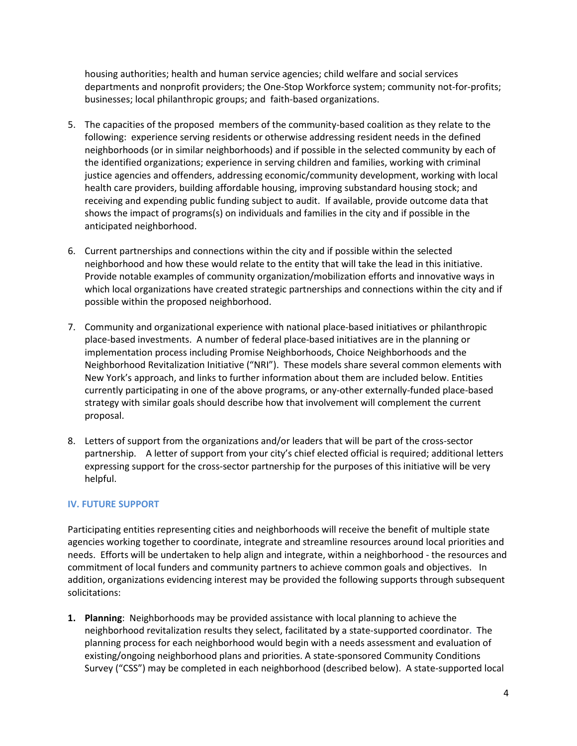housing authorities; health and human service agencies; child welfare and social services departments and nonprofit providers; the One-Stop Workforce system; community not-for-profits; businesses; local philanthropic groups; and faith-based organizations.

5. The capacities of the proposed members of the community-based coalition as they relate to the following: experience serving residents or otherwise addressing resident needs in the defined neighborhoods (or in similar neighborhoods) and if possible in the selected community by each of the identified organizations; experience in serving children and families, working with criminal justice agencies and offenders, addressing economic/community development, working with local health care providers, building affordable housing, improving substandard housing stock; and receiving and expending public funding subject to audit. If available, provide outcome data that shows the impact of programs(s) on individuals and families in the city and if possible in the anticipated neighborhood.

6. Current partnerships and connections within the city and if possible within the selected neighborhood and how these would relate to the entity that will take the lead in this initiative. Provide notable examples of community organization/mobilization efforts and innovative ways in which local organizations have created strategic partnerships and connections within the city and if possible within the proposed neighborhood.

7. Community and organizational experience with national place-based initiatives or philanthropic place-based investments. A number of federal place-based initiatives are in the planning or implementation process including Promise Neighborhoods, Choice Neighborhoods and the Neighborhood Revitalization Initiative ("NRI"). These models share several common elements with New York's approach, and links to further information about them are included below. Entities currently participating in one of the above programs, or any-other externally-funded place-based strategy with similar goals should describe how that involvement will complement the current proposal.

8. Letters of support from the organizations and/or leaders that will be part of the cross-sector partnership. A letter of support from your city's chief elected official is required; additional letters expressing support for the cross-sector partnership for the purposes of this initiative will be very helpful.

## IV. FUTURE SUPPORT

Participating entities representing cities and neighborhoods will receive the benefit of multiple state agencies working together to coordinate, integrate and streamline resources around local priorities and needs. Efforts will be undertaken to help align and integrate, within a neighborhood - the resources and commitment of local funders and community partners to achieve common goals and objectives. In addition, organizations evidencing interest may be provided the following supports through subsequent solicitations:

1. **Planning**: Neighborhoods may be provided assistance with local planning to achieve the neighborhood revitalization results they select, facilitated by a state-supported coordinator. The planning process for each neighborhood would begin with a needs assessment and evaluation of existing/ongoing neighborhood plans and priorities. A state-sponsored Community Conditions Survey ("CSS") may be completed in each neighborhood (described below). A state-supported local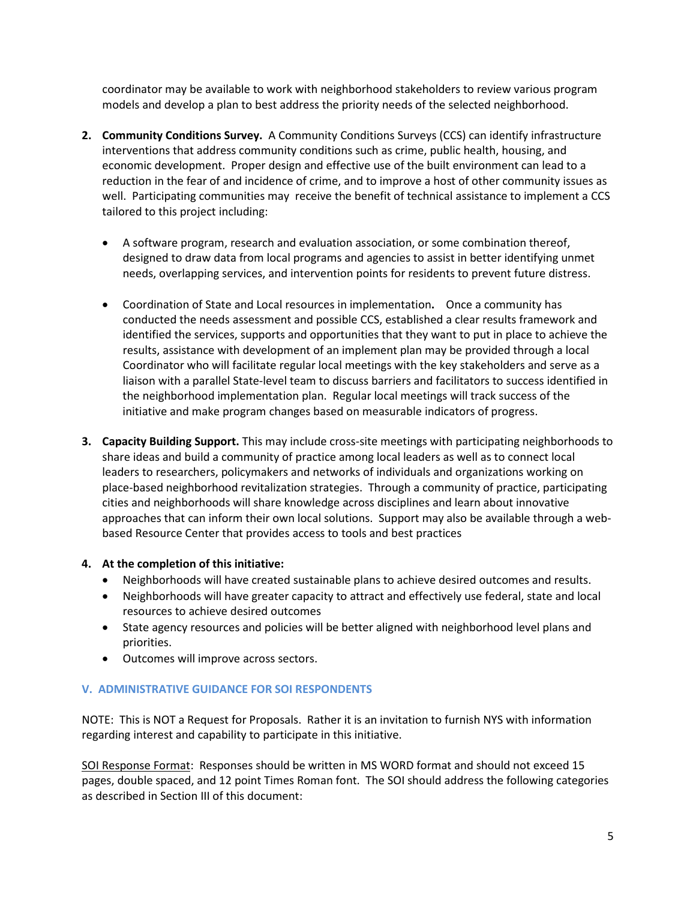coordinator may be available to work with neighborhood stakeholders to review various program models and develop a plan to best address the priority needs of the selected neighborhood.

2. **Community Conditions Survey.** A Community Conditions Surveys (CCS) can identify infrastructure interventions that address community conditions such as crime, public health, housing, and economic development. Proper design and effective use of the built environment can lead to a reduction in the fear of and incidence of crime, and to improve a host of other community issues as well. Participating communities may receive the benefit of technical assistance to implement a CCS tailored to this project including:

   - A software program, research and evaluation association, or some combination thereof, designed to draw data from local programs and agencies to assist in better identifying unmet needs, overlapping services, and intervention points for residents to prevent future distress.

   - Coordination of State and Local resources in implementation**.** Once a community has conducted the needs assessment and possible CCS, established a clear results framework and identified the services, supports and opportunities that they want to put in place to achieve the results, assistance with development of an implement plan may be provided through a local Coordinator who will facilitate regular local meetings with the key stakeholders and serve as a liaison with a parallel State-level team to discuss barriers and facilitators to success identified in the neighborhood implementation plan. Regular local meetings will track success of the initiative and make program changes based on measurable indicators of progress.

3. **Capacity Building Support.** This may include cross-site meetings with participating neighborhoods to share ideas and build a community of practice among local leaders as well as to connect local leaders to researchers, policymakers and networks of individuals and organizations working on place-based neighborhood revitalization strategies. Through a community of practice, participating cities and neighborhoods will share knowledge across disciplines and learn about innovative approaches that can inform their own local solutions. Support may also be available through a web-based Resource Center that provides access to tools and best practices

4. **At the completion of this initiative:**
   - Neighborhoods will have created sustainable plans to achieve desired outcomes and results.
   - Neighborhoods will have greater capacity to attract and effectively use federal, state and local resources to achieve desired outcomes
   - State agency resources and policies will be better aligned with neighborhood level plans and priorities.
   - Outcomes will improve across sectors.

## V. ADMINISTRATIVE GUIDANCE FOR SOI RESPONDENTS

NOTE: This is NOT a Request for Proposals. Rather it is an invitation to furnish NYS with information regarding interest and capability to participate in this initiative.

<u>SOI Response Format</u>: Responses should be written in MS WORD format and should not exceed 15 pages, double spaced, and 12 point Times Roman font. The SOI should address the following categories as described in Section III of this document: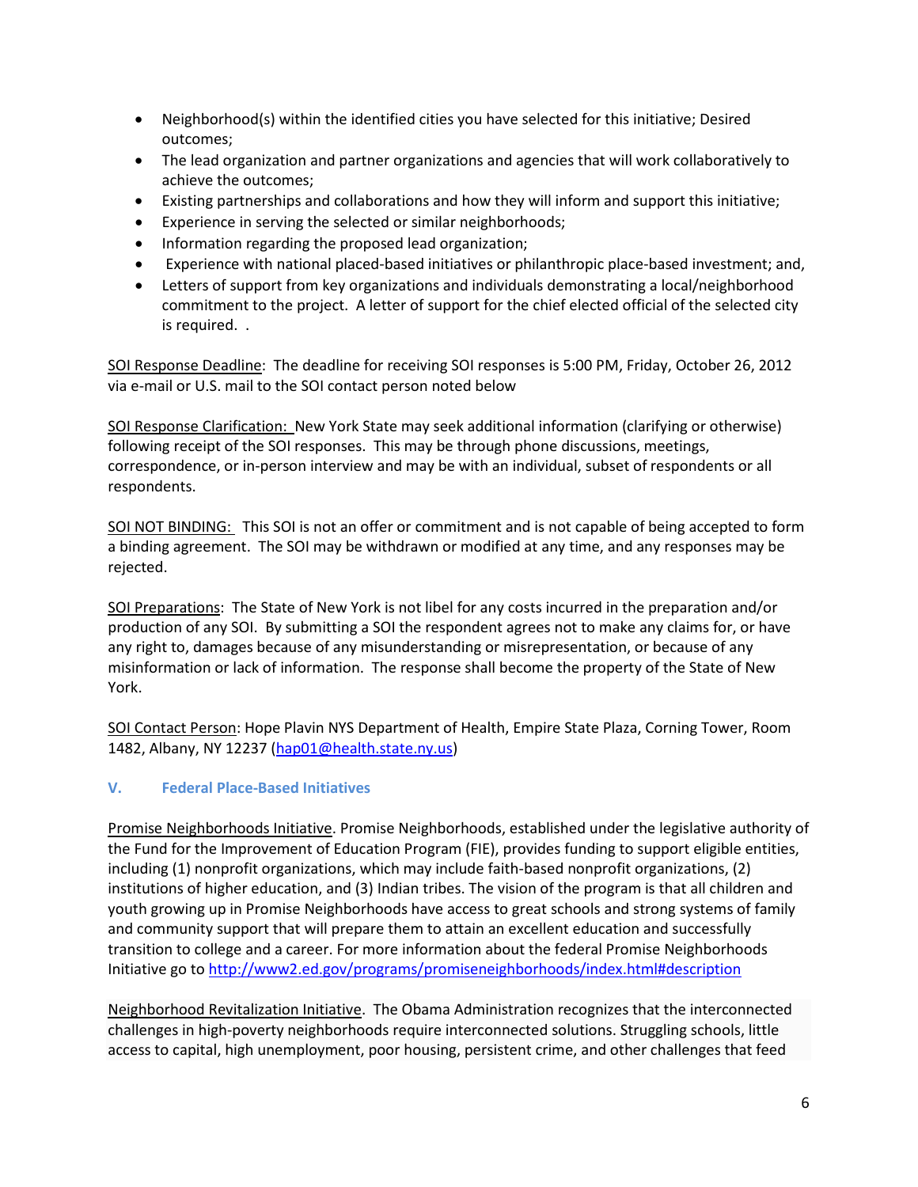- Neighborhood(s) within the identified cities you have selected for this initiative; Desired outcomes;
- The lead organization and partner organizations and agencies that will work collaboratively to achieve the outcomes;
- Existing partnerships and collaborations and how they will inform and support this initiative;
- Experience in serving the selected or similar neighborhoods;
- Information regarding the proposed lead organization;
- Experience with national placed-based initiatives or philanthropic place-based investment; and,
- Letters of support from key organizations and individuals demonstrating a local/neighborhood commitment to the project. A letter of support for the chief elected official of the selected city is required. .

<u>SOI Response Deadline</u>: The deadline for receiving SOI responses is 5:00 PM, Friday, October 26, 2012 via e-mail or U.S. mail to the SOI contact person noted below

<u>SOI Response Clarification:</u> New York State may seek additional information (clarifying or otherwise) following receipt of the SOI responses. This may be through phone discussions, meetings, correspondence, or in-person interview and may be with an individual, subset of respondents or all respondents.

<u>SOI NOT BINDING:</u> This SOI is not an offer or commitment and is not capable of being accepted to form a binding agreement. The SOI may be withdrawn or modified at any time, and any responses may be rejected.

<u>SOI Preparations</u>: The State of New York is not libel for any costs incurred in the preparation and/or production of any SOI. By submitting a SOI the respondent agrees not to make any claims for, or have any right to, damages because of any misunderstanding or misrepresentation, or because of any misinformation or lack of information. The response shall become the property of the State of New York.

<u>SOI Contact Person</u>: Hope Plavin NYS Department of Health, Empire State Plaza, Corning Tower, Room 1482, Albany, NY 12237 (hap01@health.state.ny.us)

## V. Federal Place-Based Initiatives

<u>Promise Neighborhoods Initiative</u>. Promise Neighborhoods, established under the legislative authority of the Fund for the Improvement of Education Program (FIE), provides funding to support eligible entities, including (1) nonprofit organizations, which may include faith-based nonprofit organizations, (2) institutions of higher education, and (3) Indian tribes. The vision of the program is that all children and youth growing up in Promise Neighborhoods have access to great schools and strong systems of family and community support that will prepare them to attain an excellent education and successfully transition to college and a career. For more information about the federal Promise Neighborhoods Initiative go to http://www2.ed.gov/programs/promiseneighborhoods/index.html#description

<u>Neighborhood Revitalization Initiative</u>. The Obama Administration recognizes that the interconnected challenges in high-poverty neighborhoods require interconnected solutions. Struggling schools, little access to capital, high unemployment, poor housing, persistent crime, and other challenges that feed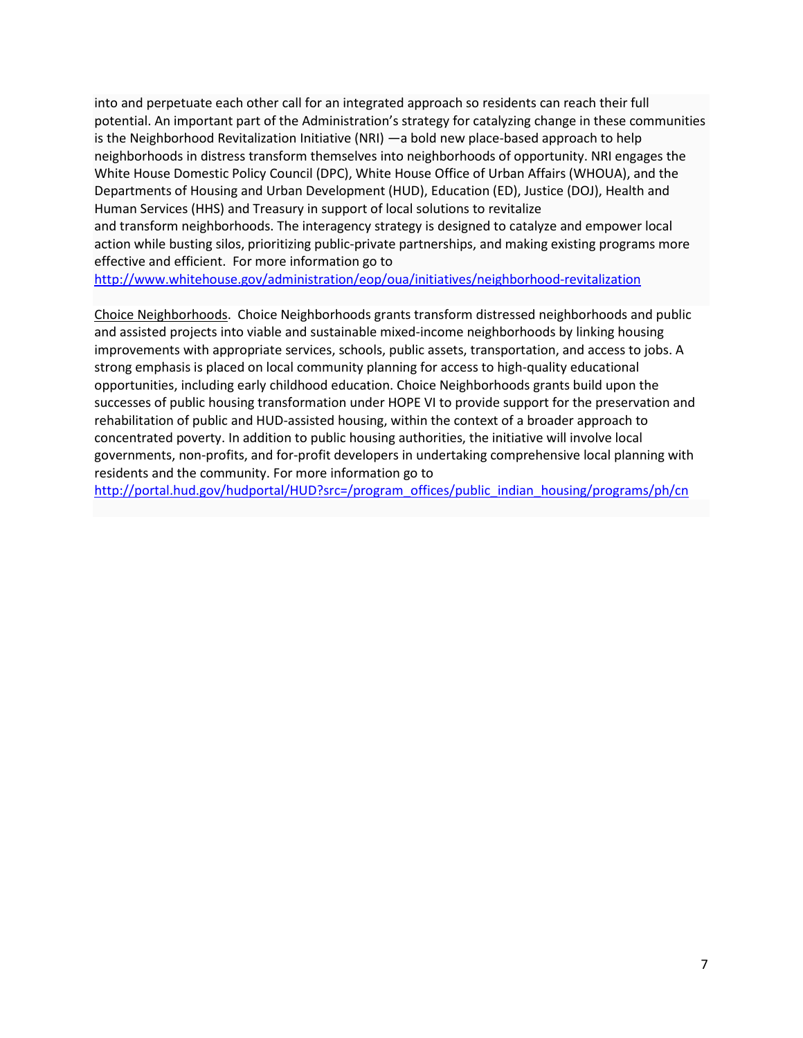into and perpetuate each other call for an integrated approach so residents can reach their full potential. An important part of the Administration's strategy for catalyzing change in these communities is the Neighborhood Revitalization Initiative (NRI) —a bold new place-based approach to help neighborhoods in distress transform themselves into neighborhoods of opportunity. NRI engages the White House Domestic Policy Council (DPC), White House Office of Urban Affairs (WHOUA), and the Departments of Housing and Urban Development (HUD), Education (ED), Justice (DOJ), Health and Human Services (HHS) and Treasury in support of local solutions to revitalize and transform neighborhoods. The interagency strategy is designed to catalyze and empower local action while busting silos, prioritizing public-private partnerships, and making existing programs more effective and efficient. For more information go to http://www.whitehouse.gov/administration/eop/oua/initiatives/neighborhood-revitalization

Choice Neighborhoods. Choice Neighborhoods grants transform distressed neighborhoods and public and assisted projects into viable and sustainable mixed-income neighborhoods by linking housing improvements with appropriate services, schools, public assets, transportation, and access to jobs. A strong emphasis is placed on local community planning for access to high-quality educational opportunities, including early childhood education. Choice Neighborhoods grants build upon the successes of public housing transformation under HOPE VI to provide support for the preservation and rehabilitation of public and HUD-assisted housing, within the context of a broader approach to concentrated poverty. In addition to public housing authorities, the initiative will involve local governments, non-profits, and for-profit developers in undertaking comprehensive local planning with residents and the community. For more information go to http://portal.hud.gov/hudportal/HUD?src=/program_offices/public_indian_housing/programs/ph/cn